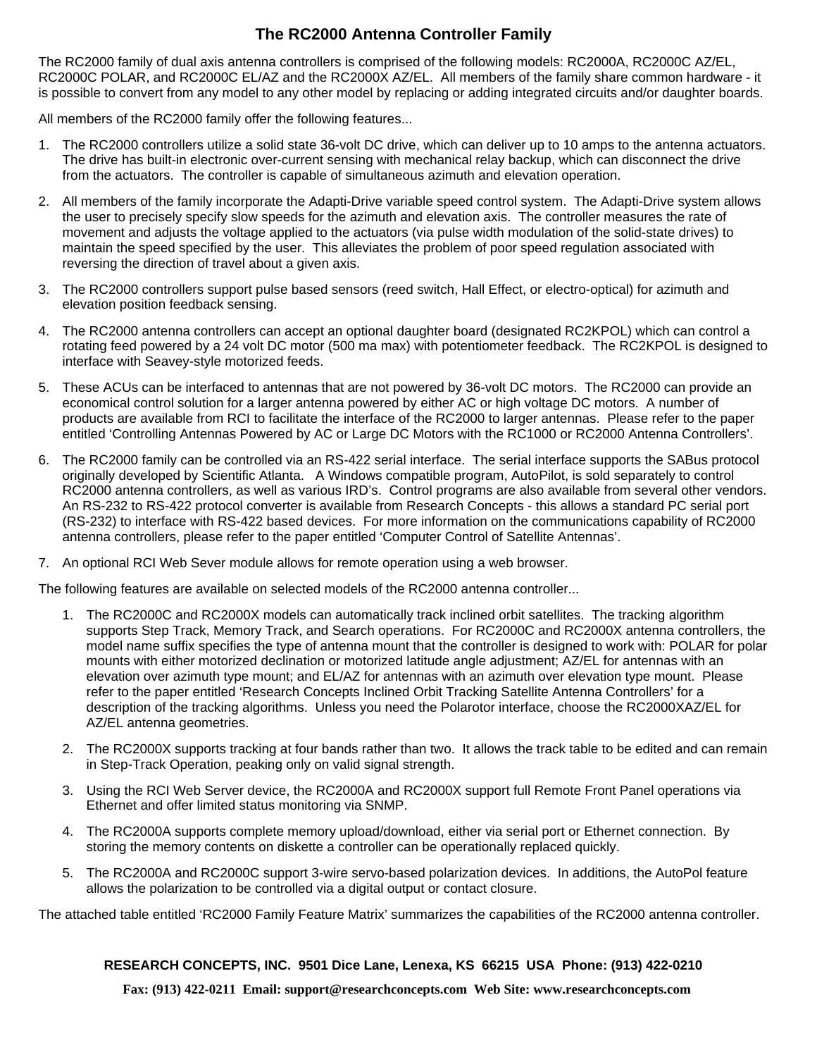# The RC2000 Antenna Controller Family

The RC2000 family of dual axis antenna controllers is comprised of the following models: RC2000A, RC2000C AZ/EL, RC2000C POLAR, and RC2000C EL/AZ and the RC2000X AZ/EL. All members of the family share common hardware - it is possible to convert from any model to any other model by replacing or adding integrated circuits and/or daughter boards.

All members of the RC2000 family offer the following features...

1. The RC2000 controllers utilize a solid state 36-volt DC drive, which can deliver up to 10 amps to the antenna actuators. The drive has built-in electronic over-current sensing with mechanical relay backup, which can disconnect the drive from the actuators. The controller is capable of simultaneous azimuth and elevation operation.

2. All members of the family incorporate the Adapti-Drive variable speed control system. The Adapti-Drive system allows the user to precisely specify slow speeds for the azimuth and elevation axis. The controller measures the rate of movement and adjusts the voltage applied to the actuators (via pulse width modulation of the solid-state drives) to maintain the speed specified by the user. This alleviates the problem of poor speed regulation associated with reversing the direction of travel about a given axis.

3. The RC2000 controllers support pulse based sensors (reed switch, Hall Effect, or electro-optical) for azimuth and elevation position feedback sensing.

4. The RC2000 antenna controllers can accept an optional daughter board (designated RC2KPOL) which can control a rotating feed powered by a 24 volt DC motor (500 ma max) with potentiometer feedback. The RC2KPOL is designed to interface with Seavey-style motorized feeds.

5. These ACUs can be interfaced to antennas that are not powered by 36-volt DC motors. The RC2000 can provide an economical control solution for a larger antenna powered by either AC or high voltage DC motors. A number of products are available from RCI to facilitate the interface of the RC2000 to larger antennas. Please refer to the paper entitled ‘Controlling Antennas Powered by AC or Large DC Motors with the RC1000 or RC2000 Antenna Controllers’.

6. The RC2000 family can be controlled via an RS-422 serial interface. The serial interface supports the SABus protocol originally developed by Scientific Atlanta. A Windows compatible program, AutoPilot, is sold separately to control RC2000 antenna controllers, as well as various IRD’s. Control programs are also available from several other vendors. An RS-232 to RS-422 protocol converter is available from Research Concepts - this allows a standard PC serial port (RS-232) to interface with RS-422 based devices. For more information on the communications capability of RC2000 antenna controllers, please refer to the paper entitled ‘Computer Control of Satellite Antennas’.

7. An optional RCI Web Sever module allows for remote operation using a web browser.

The following features are available on selected models of the RC2000 antenna controller...

1. The RC2000C and RC2000X models can automatically track inclined orbit satellites. The tracking algorithm supports Step Track, Memory Track, and Search operations. For RC2000C and RC2000X antenna controllers, the model name suffix specifies the type of antenna mount that the controller is designed to work with: POLAR for polar mounts with either motorized declination or motorized latitude angle adjustment; AZ/EL for antennas with an elevation over azimuth type mount; and EL/AZ for antennas with an azimuth over elevation type mount. Please refer to the paper entitled ‘Research Concepts Inclined Orbit Tracking Satellite Antenna Controllers’ for a description of the tracking algorithms. Unless you need the Polarotor interface, choose the RC2000XAZ/EL for AZ/EL antenna geometries.

2. The RC2000X supports tracking at four bands rather than two. It allows the track table to be edited and can remain in Step-Track Operation, peaking only on valid signal strength.

3. Using the RCI Web Server device, the RC2000A and RC2000X support full Remote Front Panel operations via Ethernet and offer limited status monitoring via SNMP.

4. The RC2000A supports complete memory upload/download, either via serial port or Ethernet connection. By storing the memory contents on diskette a controller can be operationally replaced quickly.

5. The RC2000A and RC2000C support 3-wire servo-based polarization devices. In additions, the AutoPol feature allows the polarization to be controlled via a digital output or contact closure.

The attached table entitled ‘RC2000 Family Feature Matrix’ summarizes the capabilities of the RC2000 antenna controller.

**RESEARCH CONCEPTS, INC. 9501 Dice Lane, Lenexa, KS 66215 USA Phone: (913) 422-0210**

**Fax: (913) 422-0211 Email: support@researchconcepts.com Web Site: www.researchconcepts.com**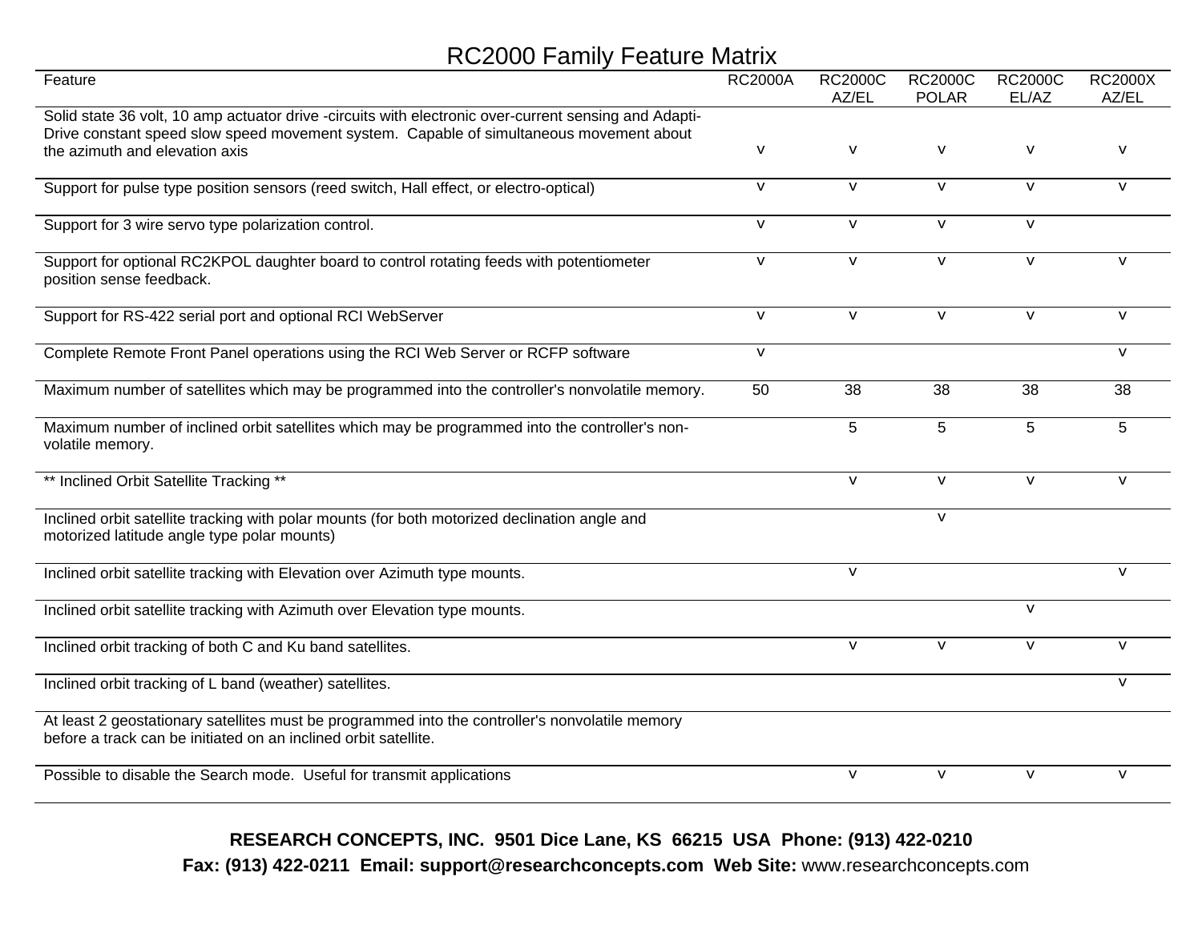# RC2000 Family Feature Matrix

| Feature | RC2000A | RC2000C AZ/EL | RC2000C POLAR | RC2000C EL/AZ | RC2000X AZ/EL |
|---|---|---|---|---|---|
| Solid state 36 volt, 10 amp actuator drive -circuits with electronic over-current sensing and Adapti-Drive constant speed slow speed movement system. Capable of simultaneous movement about the azimuth and elevation axis | v | v | v | v | v |
| Support for pulse type position sensors (reed switch, Hall effect, or electro-optical) | v | v | v | v | v |
| Support for 3 wire servo type polarization control. | v | v | v | v | |
| Support for optional RC2KPOL daughter board to control rotating feeds with potentiometer position sense feedback. | v | v | v | v | v |
| Support for RS-422 serial port and optional RCI WebServer | v | v | v | v | v |
| Complete Remote Front Panel operations using the RCI Web Server or RCFP software | v | | | | v |
| Maximum number of satellites which may be programmed into the controller's nonvolatile memory. | 50 | 38 | 38 | 38 | 38 |
| Maximum number of inclined orbit satellites which may be programmed into the controller's non-volatile memory. | | 5 | 5 | 5 | 5 |
| ** Inclined Orbit Satellite Tracking ** | | v | v | v | v |
| Inclined orbit satellite tracking with polar mounts (for both motorized declination angle and motorized latitude angle type polar mounts) | | | v | | |
| Inclined orbit satellite tracking with Elevation over Azimuth type mounts. | | v | | | v |
| Inclined orbit satellite tracking with Azimuth over Elevation type mounts. | | | | v | |
| Inclined orbit tracking of both C and Ku band satellites. | | v | v | v | v |
| Inclined orbit tracking of L band (weather) satellites. | | | | | v |
| At least 2 geostationary satellites must be programmed into the controller's nonvolatile memory before a track can be initiated on an inclined orbit satellite. | | | | | |
| Possible to disable the Search mode. Useful for transmit applications | | v | v | v | v |

**RESEARCH CONCEPTS, INC. 9501 Dice Lane, KS 66215 USA Phone: (913) 422-0210**

**Fax: (913) 422-0211 Email: support@researchconcepts.com Web Site:** www.researchconcepts.com